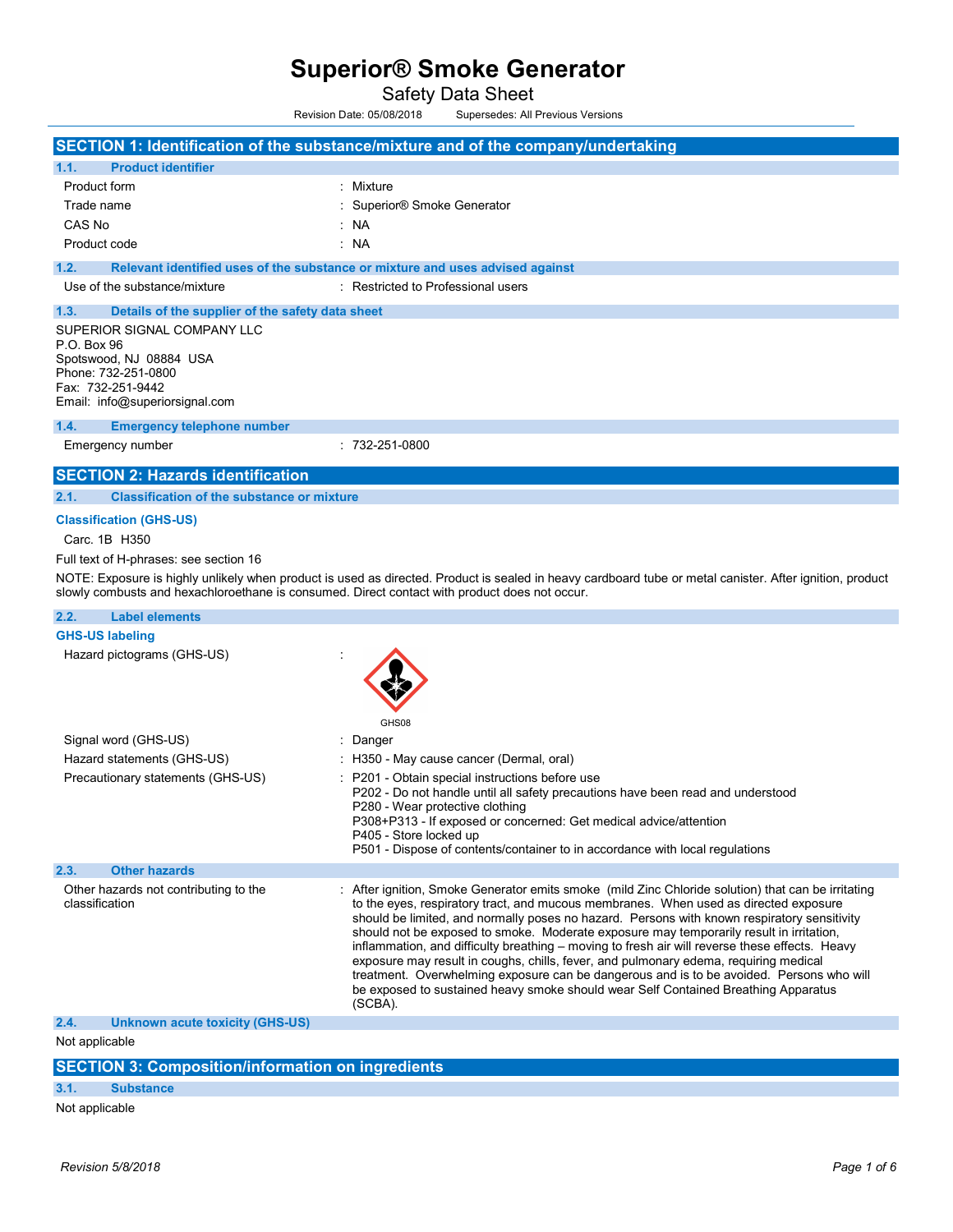# Superior® Smoke Generator

Safety Data Sheet

Revision Date: 05/08/2018 Supersedes: All Previous Versions

## SECTION 1: Identification of the substance/mixture and of the company/undertaking

### 1.1. Product identifier

| | |
|---|---|
| Product form | : Mixture |
| Trade name | : Superior® Smoke Generator |
| CAS No | : NA |
| Product code | : NA |

### 1.2. Relevant identified uses of the substance or mixture and uses advised against

| | |
|---|---|
| Use of the substance/mixture | : Restricted to Professional users |

### 1.3. Details of the supplier of the safety data sheet

SUPERIOR SIGNAL COMPANY LLC
P.O. Box 96
Spotswood, NJ 08884 USA
Phone: 732-251-0800
Fax: 732-251-9442
Email: info@superiorsignal.com

### 1.4. Emergency telephone number

| | |
|---|---|
| Emergency number | : 732-251-0800 |

## SECTION 2: Hazards identification

### 2.1. Classification of the substance or mixture

**Classification (GHS-US)**

Carc. 1B H350

Full text of H-phrases: see section 16

NOTE: Exposure is highly unlikely when product is used as directed. Product is sealed in heavy cardboard tube or metal canister. After ignition, product slowly combusts and hexachloroethane is consumed. Direct contact with product does not occur.

### 2.2. Label elements

**GHS-US labeling**

| | |
|---|---|
| Hazard pictograms (GHS-US) | : GHS08 |
| Signal word (GHS-US) | : Danger |
| Hazard statements (GHS-US) | : H350 - May cause cancer (Dermal, oral) |
| Precautionary statements (GHS-US) | : P201 - Obtain special instructions before use<br>P202 - Do not handle until all safety precautions have been read and understood<br>P280 - Wear protective clothing<br>P308+P313 - If exposed or concerned: Get medical advice/attention<br>P405 - Store locked up<br>P501 - Dispose of contents/container to in accordance with local regulations |

### 2.3. Other hazards

| | |
|---|---|
| Other hazards not contributing to the classification | : After ignition, Smoke Generator emits smoke (mild Zinc Chloride solution) that can be irritating to the eyes, respiratory tract, and mucous membranes. When used as directed exposure should be limited, and normally poses no hazard. Persons with known respiratory sensitivity should not be exposed to smoke. Moderate exposure may temporarily result in irritation, inflammation, and difficulty breathing – moving to fresh air will reverse these effects. Heavy exposure may result in coughs, chills, fever, and pulmonary edema, requiring medical treatment. Overwhelming exposure can be dangerous and is to be avoided. Persons who will be exposed to sustained heavy smoke should wear Self Contained Breathing Apparatus (SCBA). |

### 2.4. Unknown acute toxicity (GHS-US)

Not applicable

## SECTION 3: Composition/information on ingredients

### 3.1. Substance

Not applicable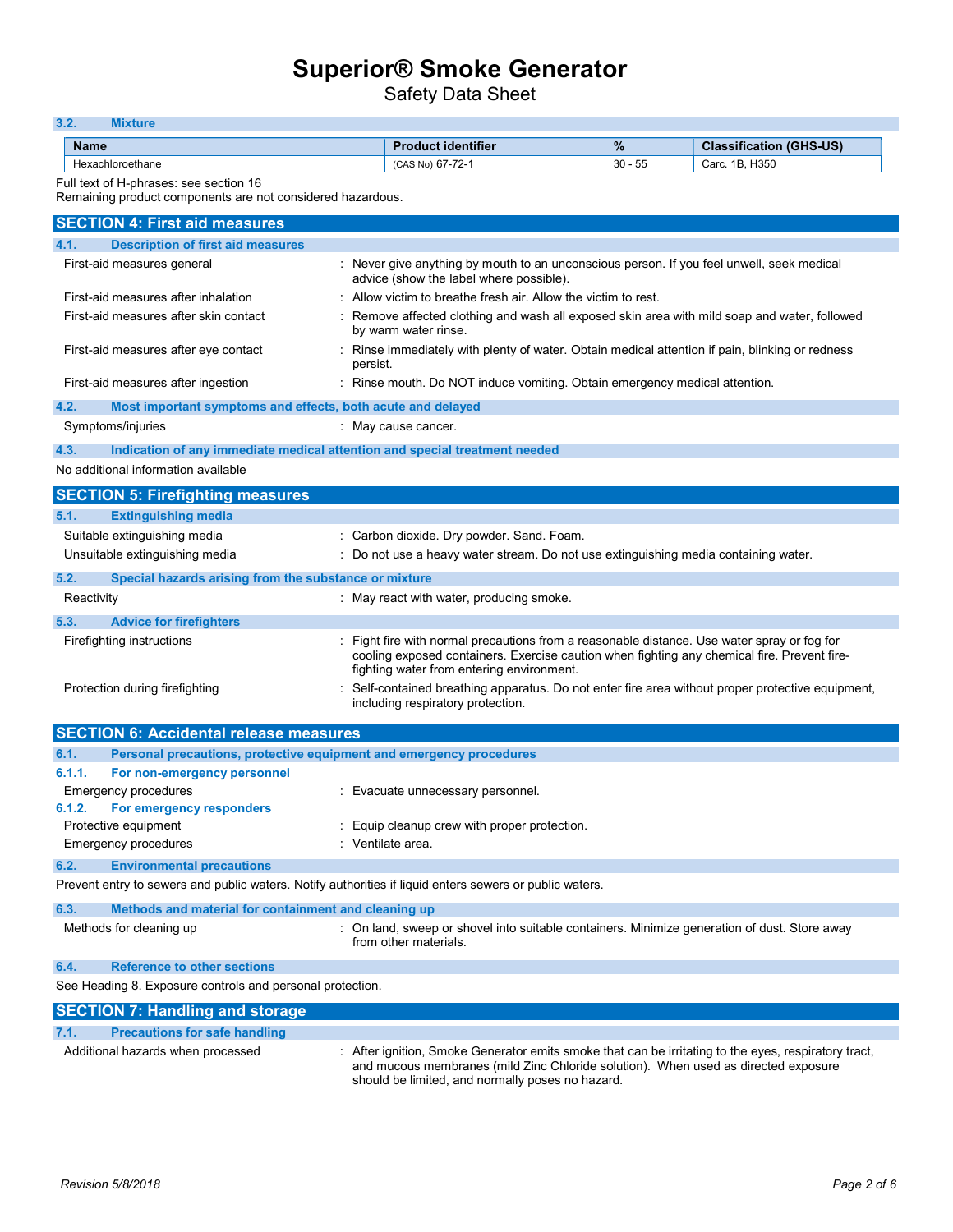### 3.2. Mixture

| Name | Product identifier | % | Classification (GHS-US) |
| --- | --- | --- | --- |
| Hexachloroethane | (CAS No) 67-72-1 | 30 - 55 | Carc. 1B, H350 |

Full text of H-phrases: see section 16
Remaining product components are not considered hazardous.

## SECTION 4: First aid measures

### 4.1. Description of first aid measures

First-aid measures general : Never give anything by mouth to an unconscious person. If you feel unwell, seek medical advice (show the label where possible).

First-aid measures after inhalation : Allow victim to breathe fresh air. Allow the victim to rest.

First-aid measures after skin contact : Remove affected clothing and wash all exposed skin area with mild soap and water, followed by warm water rinse.

First-aid measures after eye contact : Rinse immediately with plenty of water. Obtain medical attention if pain, blinking or redness persist.

First-aid measures after ingestion : Rinse mouth. Do NOT induce vomiting. Obtain emergency medical attention.

### 4.2. Most important symptoms and effects, both acute and delayed

Symptoms/injuries : May cause cancer.

### 4.3. Indication of any immediate medical attention and special treatment needed

No additional information available

## SECTION 5: Firefighting measures

### 5.1. Extinguishing media

Suitable extinguishing media : Carbon dioxide. Dry powder. Sand. Foam.

Unsuitable extinguishing media : Do not use a heavy water stream. Do not use extinguishing media containing water.

### 5.2. Special hazards arising from the substance or mixture

Reactivity : May react with water, producing smoke.

### 5.3. Advice for firefighters

Firefighting instructions : Fight fire with normal precautions from a reasonable distance. Use water spray or fog for cooling exposed containers. Exercise caution when fighting any chemical fire. Prevent fire-fighting water from entering environment.

Protection during firefighting : Self-contained breathing apparatus. Do not enter fire area without proper protective equipment, including respiratory protection.

## SECTION 6: Accidental release measures

### 6.1. Personal precautions, protective equipment and emergency procedures

#### 6.1.1. For non-emergency personnel

Emergency procedures : Evacuate unnecessary personnel.

#### 6.1.2. For emergency responders

Protective equipment : Equip cleanup crew with proper protection.

Emergency procedures : Ventilate area.

### 6.2. Environmental precautions

Prevent entry to sewers and public waters. Notify authorities if liquid enters sewers or public waters.

### 6.3. Methods and material for containment and cleaning up

Methods for cleaning up : On land, sweep or shovel into suitable containers. Minimize generation of dust. Store away from other materials.

### 6.4. Reference to other sections

See Heading 8. Exposure controls and personal protection.

## SECTION 7: Handling and storage

### 7.1. Precautions for safe handling

Additional hazards when processed : After ignition, Smoke Generator emits smoke that can be irritating to the eyes, respiratory tract, and mucous membranes (mild Zinc Chloride solution). When used as directed exposure should be limited, and normally poses no hazard.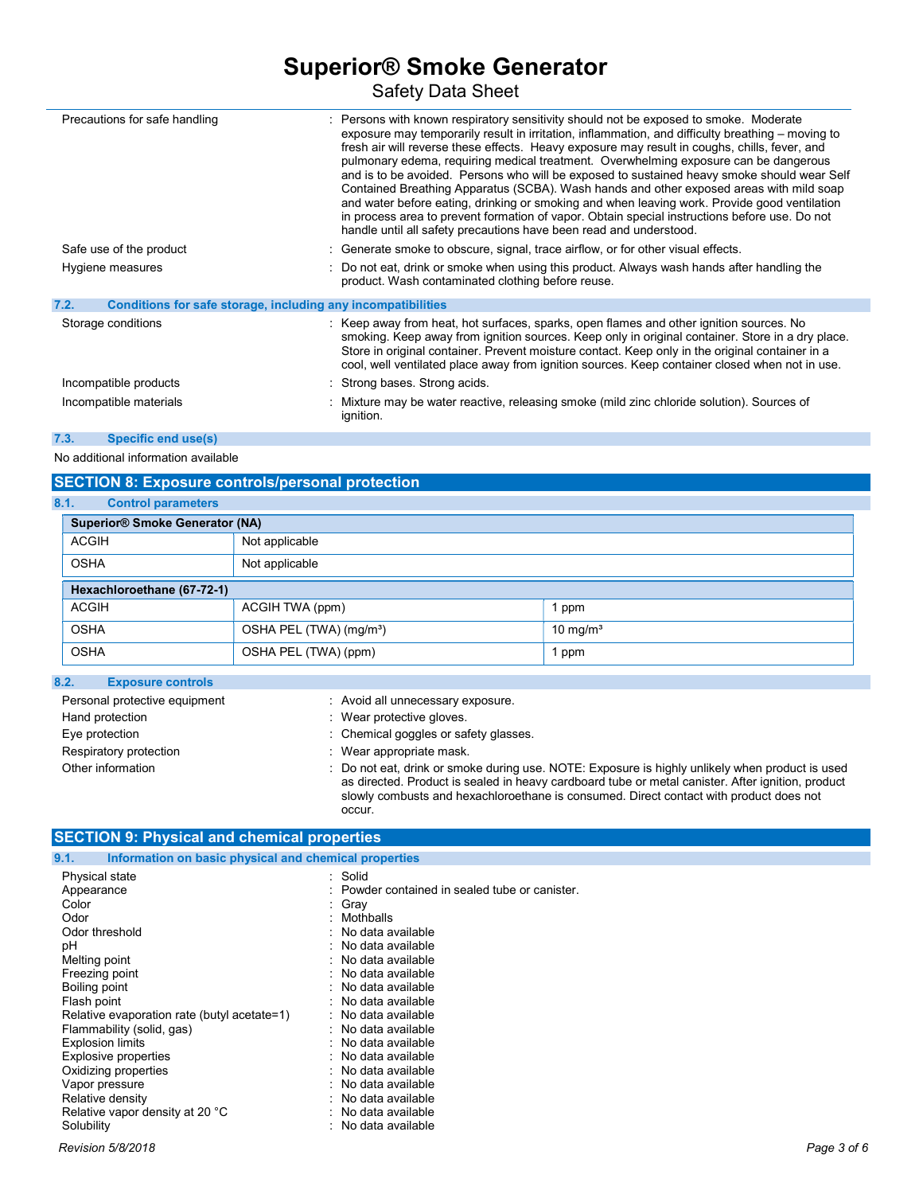| | |
|---|---|
| Precautions for safe handling | : Persons with known respiratory sensitivity should not be exposed to smoke. Moderate exposure may temporarily result in irritation, inflammation, and difficulty breathing – moving to fresh air will reverse these effects. Heavy exposure may result in coughs, chills, fever, and pulmonary edema, requiring medical treatment. Overwhelming exposure can be dangerous and is to be avoided. Persons who will be exposed to sustained heavy smoke should wear Self Contained Breathing Apparatus (SCBA). Wash hands and other exposed areas with mild soap and water before eating, drinking or smoking and when leaving work. Provide good ventilation in process area to prevent formation of vapor. Obtain special instructions before use. Do not handle until all safety precautions have been read and understood. |
| Safe use of the product | : Generate smoke to obscure, signal, trace airflow, or for other visual effects. |
| Hygiene measures | : Do not eat, drink or smoke when using this product. Always wash hands after handling the product. Wash contaminated clothing before reuse. |

### 7.2. Conditions for safe storage, including any incompatibilities

| | |
|---|---|
| Storage conditions | : Keep away from heat, hot surfaces, sparks, open flames and other ignition sources. No smoking. Keep away from ignition sources. Keep only in original container. Store in a dry place. Store in original container. Prevent moisture contact. Keep only in the original container in a cool, well ventilated place away from ignition sources. Keep container closed when not in use. |
| Incompatible products | : Strong bases. Strong acids. |
| Incompatible materials | : Mixture may be water reactive, releasing smoke (mild zinc chloride solution). Sources of ignition. |

### 7.3. Specific end use(s)

No additional information available

## SECTION 8: Exposure controls/personal protection

### 8.1. Control parameters

| **Superior® Smoke Generator (NA)** | | |
|---|---|---|
| ACGIH | Not applicable | |
| OSHA | Not applicable | |

| **Hexachloroethane (67-72-1)** | | |
|---|---|---|
| ACGIH | ACGIH TWA (ppm) | 1 ppm |
| OSHA | OSHA PEL (TWA) (mg/m³) | 10 mg/m³ |
| OSHA | OSHA PEL (TWA) (ppm) | 1 ppm |

### 8.2. Exposure controls

| | |
|---|---|
| Personal protective equipment | : Avoid all unnecessary exposure. |
| Hand protection | : Wear protective gloves. |
| Eye protection | : Chemical goggles or safety glasses. |
| Respiratory protection | : Wear appropriate mask. |
| Other information | : Do not eat, drink or smoke during use. NOTE: Exposure is highly unlikely when product is used as directed. Product is sealed in heavy cardboard tube or metal canister. After ignition, product slowly combusts and hexachloroethane is consumed. Direct contact with product does not occur. |

## SECTION 9: Physical and chemical properties

### 9.1. Information on basic physical and chemical properties

| | |
|---|---|
| Physical state | : Solid |
| Appearance | : Powder contained in sealed tube or canister. |
| Color | : Gray |
| Odor | : Mothballs |
| Odor threshold | : No data available |
| pH | : No data available |
| Melting point | : No data available |
| Freezing point | : No data available |
| Boiling point | : No data available |
| Flash point | : No data available |
| Relative evaporation rate (butyl acetate=1) | : No data available |
| Flammability (solid, gas) | : No data available |
| Explosion limits | : No data available |
| Explosive properties | : No data available |
| Oxidizing properties | : No data available |
| Vapor pressure | : No data available |
| Relative density | : No data available |
| Relative vapor density at 20 °C | : No data available |
| Solubility | : No data available |

*Revision 5/8/2018*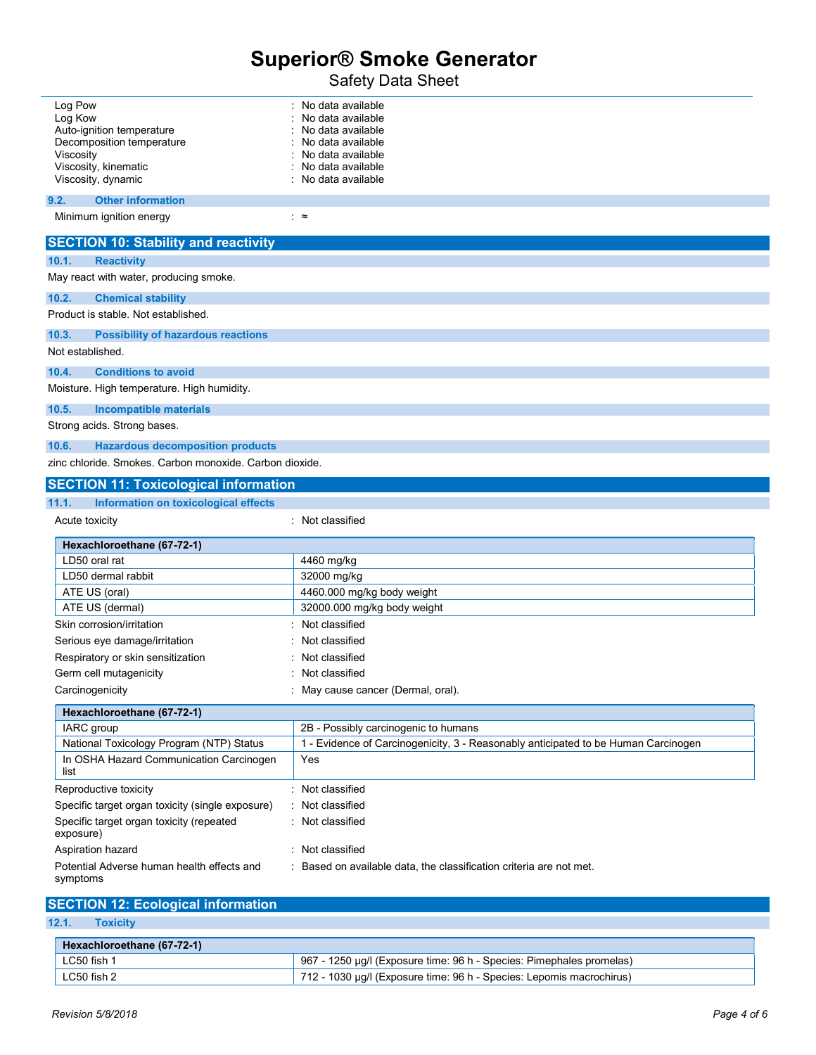| | |
|---|---|
| Log Pow | : No data available |
| Log Kow | : No data available |
| Auto-ignition temperature | : No data available |
| Decomposition temperature | : No data available |
| Viscosity | : No data available |
| Viscosity, kinematic | : No data available |
| Viscosity, dynamic | : No data available |

### 9.2. Other information

Minimum ignition energy : ≈

## SECTION 10: Stability and reactivity

### 10.1. Reactivity

May react with water, producing smoke.

### 10.2. Chemical stability

Product is stable. Not established.

### 10.3. Possibility of hazardous reactions

Not established.

### 10.4. Conditions to avoid

Moisture. High temperature. High humidity.

### 10.5. Incompatible materials

Strong acids. Strong bases.

### 10.6. Hazardous decomposition products

zinc chloride. Smokes. Carbon monoxide. Carbon dioxide.

## SECTION 11: Toxicological information

### 11.1. Information on toxicological effects

Acute toxicity : Not classified

| Hexachloroethane (67-72-1) | |
|---|---|
| LD50 oral rat | 4460 mg/kg |
| LD50 dermal rabbit | 32000 mg/kg |
| ATE US (oral) | 4460.000 mg/kg body weight |
| ATE US (dermal) | 32000.000 mg/kg body weight |

| | |
|---|---|
| Skin corrosion/irritation | : Not classified |
| Serious eye damage/irritation | : Not classified |
| Respiratory or skin sensitization | : Not classified |
| Germ cell mutagenicity | : Not classified |
| Carcinogenicity | : May cause cancer (Dermal, oral). |

| Hexachloroethane (67-72-1) | |
|---|---|
| IARC group | 2B - Possibly carcinogenic to humans |
| National Toxicology Program (NTP) Status | 1 - Evidence of Carcinogenicity, 3 - Reasonably anticipated to be Human Carcinogen |
| In OSHA Hazard Communication Carcinogen list | Yes |

| | |
|---|---|
| Reproductive toxicity | : Not classified |
| Specific target organ toxicity (single exposure) | : Not classified |
| Specific target organ toxicity (repeated exposure) | : Not classified |
| Aspiration hazard | : Not classified |
| Potential Adverse human health effects and symptoms | : Based on available data, the classification criteria are not met. |

## SECTION 12: Ecological information

### 12.1. Toxicity

| Hexachloroethane (67-72-1) | |
|---|---|
| LC50 fish 1 | 967 - 1250 µg/l (Exposure time: 96 h - Species: Pimephales promelas) |
| LC50 fish 2 | 712 - 1030 µg/l (Exposure time: 96 h - Species: Lepomis macrochirus) |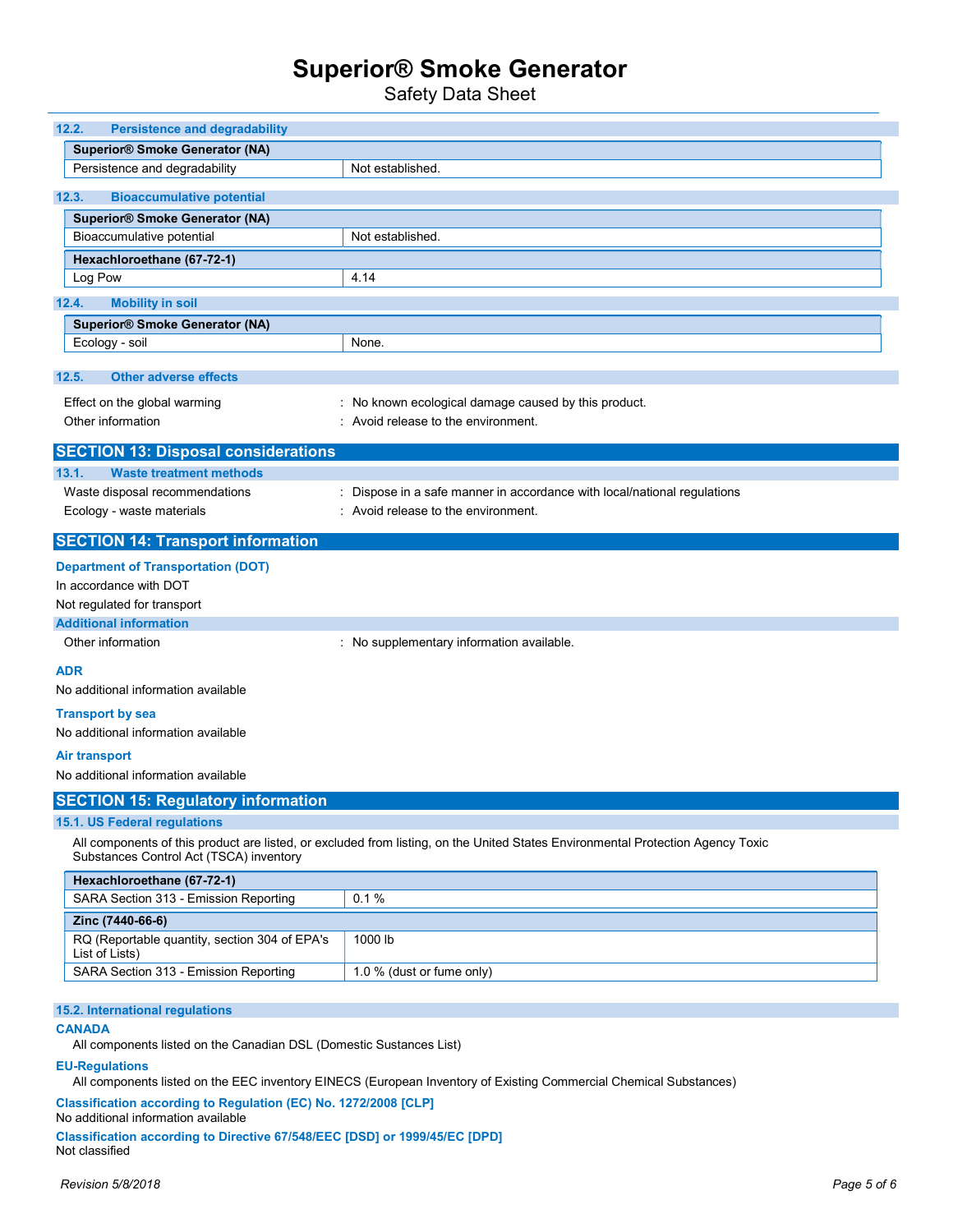### 12.2. Persistence and degradability

| Superior® Smoke Generator (NA) | |
|---|---|
| Persistence and degradability | Not established. |

### 12.3. Bioaccumulative potential

| Superior® Smoke Generator (NA) | |
|---|---|
| Bioaccumulative potential | Not established. |
| **Hexachloroethane (67-72-1)** | |
| Log Pow | 4.14 |

### 12.4. Mobility in soil

| Superior® Smoke Generator (NA) | |
|---|---|
| Ecology - soil | None. |

### 12.5. Other adverse effects

Effect on the global warming : No known ecological damage caused by this product.

Other information : Avoid release to the environment.

## SECTION 13: Disposal considerations

### 13.1. Waste treatment methods

Waste disposal recommendations : Dispose in a safe manner in accordance with local/national regulations

Ecology - waste materials : Avoid release to the environment.

## SECTION 14: Transport information

**Department of Transportation (DOT)**

In accordance with DOT

Not regulated for transport

**Additional information**

Other information : No supplementary information available.

**ADR**

No additional information available

**Transport by sea**

No additional information available

**Air transport**

No additional information available

## SECTION 15: Regulatory information

### 15.1. US Federal regulations

All components of this product are listed, or excluded from listing, on the United States Environmental Protection Agency Toxic Substances Control Act (TSCA) inventory

| Hexachloroethane (67-72-1) | |
|---|---|
| SARA Section 313 - Emission Reporting | 0.1 % |
| **Zinc (7440-66-6)** | |
| RQ (Reportable quantity, section 304 of EPA's List of Lists) | 1000 lb |
| SARA Section 313 - Emission Reporting | 1.0 % (dust or fume only) |

### 15.2. International regulations

**CANADA**

All components listed on the Canadian DSL (Domestic Sustances List)

**EU-Regulations**

All components listed on the EEC inventory EINECS (European Inventory of Existing Commercial Chemical Substances)

**Classification according to Regulation (EC) No. 1272/2008 [CLP]**

No additional information available

**Classification according to Directive 67/548/EEC [DSD] or 1999/45/EC [DPD]**

Not classified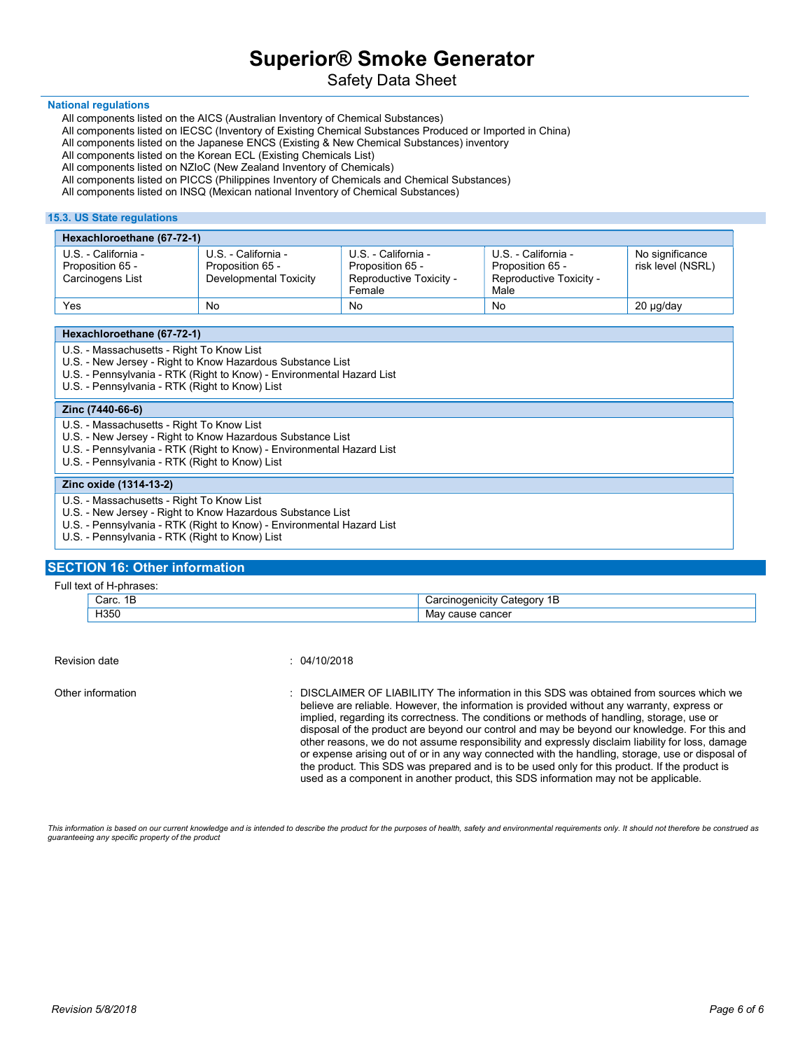### National regulations

All components listed on the AICS (Australian Inventory of Chemical Substances)
All components listed on IECSC (Inventory of Existing Chemical Substances Produced or Imported in China)
All components listed on the Japanese ENCS (Existing & New Chemical Substances) inventory
All components listed on the Korean ECL (Existing Chemicals List)
All components listed on NZIoC (New Zealand Inventory of Chemicals)
All components listed on PICCS (Philippines Inventory of Chemicals and Chemical Substances)
All components listed on INSQ (Mexican national Inventory of Chemical Substances)

### 15.3. US State regulations

| Hexachloroethane (67-72-1) | | | | |
|---|---|---|---|---|
| U.S. - California - Proposition 65 - Carcinogens List | U.S. - California - Proposition 65 - Developmental Toxicity | U.S. - California - Proposition 65 - Reproductive Toxicity - Female | U.S. - California - Proposition 65 - Reproductive Toxicity - Male | No significance risk level (NSRL) |
| Yes | No | No | No | 20 µg/day |

**Hexachloroethane (67-72-1)**

U.S. - Massachusetts - Right To Know List
U.S. - New Jersey - Right to Know Hazardous Substance List
U.S. - Pennsylvania - RTK (Right to Know) - Environmental Hazard List
U.S. - Pennsylvania - RTK (Right to Know) List

**Zinc (7440-66-6)**

U.S. - Massachusetts - Right To Know List
U.S. - New Jersey - Right to Know Hazardous Substance List
U.S. - Pennsylvania - RTK (Right to Know) - Environmental Hazard List
U.S. - Pennsylvania - RTK (Right to Know) List

**Zinc oxide (1314-13-2)**

U.S. - Massachusetts - Right To Know List
U.S. - New Jersey - Right to Know Hazardous Substance List
U.S. - Pennsylvania - RTK (Right to Know) - Environmental Hazard List
U.S. - Pennsylvania - RTK (Right to Know) List

## SECTION 16: Other information

Full text of H-phrases:

| | |
|---|---|
| Carc. 1B | Carcinogenicity Category 1B |
| H350 | May cause cancer |

Revision date : 04/10/2018

Other information : DISCLAIMER OF LIABILITY The information in this SDS was obtained from sources which we believe are reliable. However, the information is provided without any warranty, express or implied, regarding its correctness. The conditions or methods of handling, storage, use or disposal of the product are beyond our control and may be beyond our knowledge. For this and other reasons, we do not assume responsibility and expressly disclaim liability for loss, damage or expense arising out of or in any way connected with the handling, storage, use or disposal of the product. This SDS was prepared and is to be used only for this product. If the product is used as a component in another product, this SDS information may not be applicable.

*This information is based on our current knowledge and is intended to describe the product for the purposes of health, safety and environmental requirements only. It should not therefore be construed as guaranteeing any specific property of the product*